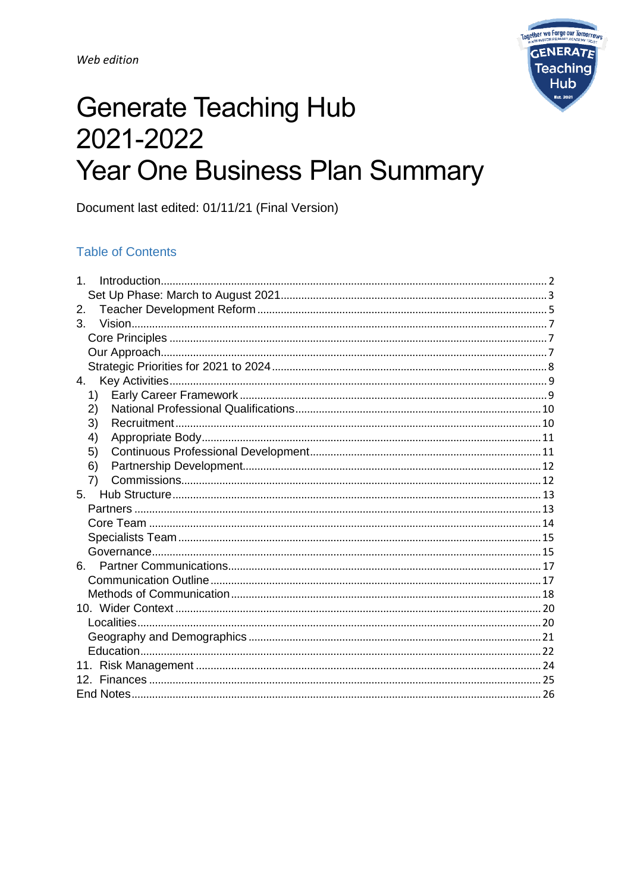*Web edition*

# Generate Teaching Hub 2021-2022 Year One Business Plan Summary

Document last edited: 01/11/21 (Final Version)

## Table of Contents

1. Introduction ........ 2
   - Set Up Phase: March to August 2021 ........ 3
2. Teacher Development Reform ........ 5
3. Vision ........ 7
   - Core Principles ........ 7
   - Our Approach ........ 7
   - Strategic Priorities for 2021 to 2024 ........ 8
4. Key Activities ........ 9
   1) Early Career Framework ........ 9
   2) National Professional Qualifications ........ 10
   3) Recruitment ........ 10
   4) Appropriate Body ........ 11
   5) Continuous Professional Development ........ 11
   6) Partnership Development ........ 12
   7) Commissions ........ 12
5. Hub Structure ........ 13
   - Partners ........ 13
   - Core Team ........ 14
   - Specialists Team ........ 15
   - Governance ........ 15
6. Partner Communications ........ 17
   - Communication Outline ........ 17
   - Methods of Communication ........ 18

10. Wider Context ........ 20
    - Localities ........ 20
    - Geography and Demographics ........ 21
    - Education ........ 22
11. Risk Management ........ 24
12. Finances ........ 25

End Notes ........ 26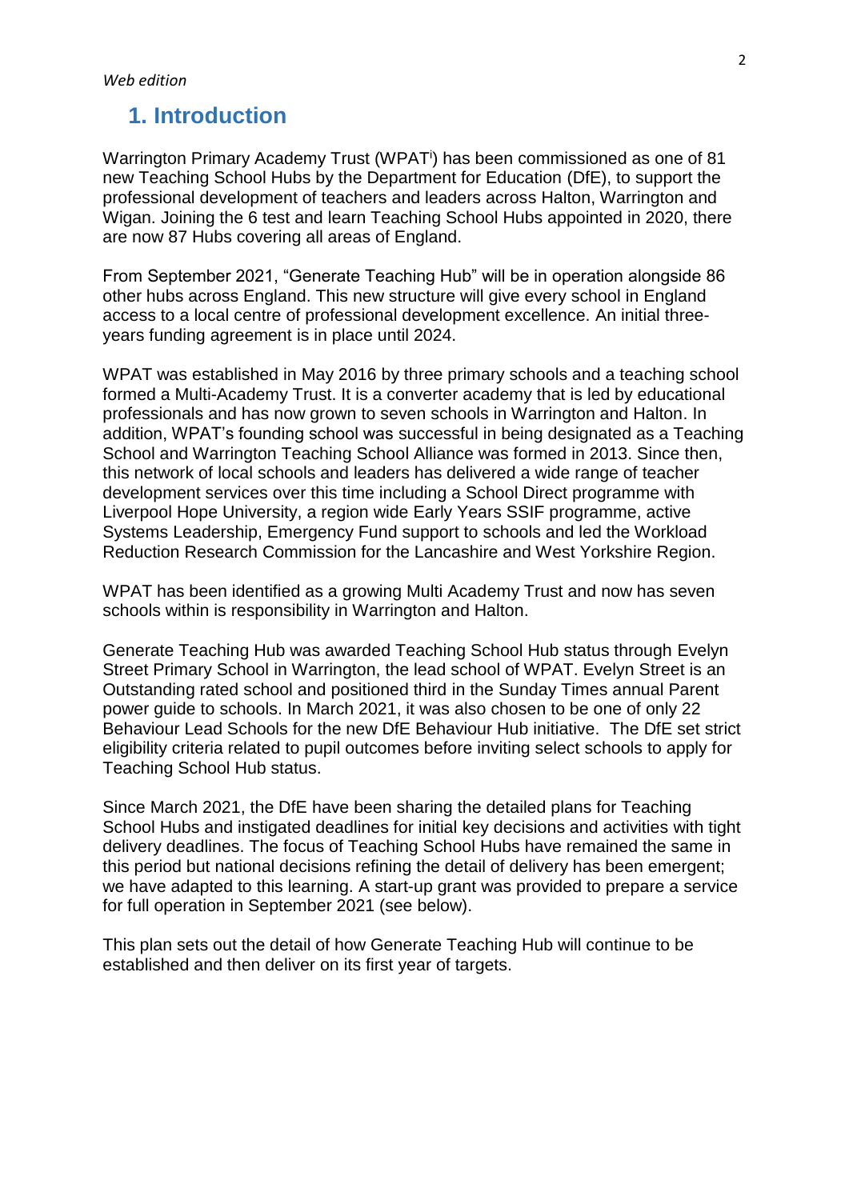## 1. Introduction

Warrington Primary Academy Trust (WPAT[i]) has been commissioned as one of 81 new Teaching School Hubs by the Department for Education (DfE), to support the professional development of teachers and leaders across Halton, Warrington and Wigan. Joining the 6 test and learn Teaching School Hubs appointed in 2020, there are now 87 Hubs covering all areas of England.

From September 2021, "Generate Teaching Hub" will be in operation alongside 86 other hubs across England. This new structure will give every school in England access to a local centre of professional development excellence. An initial three-years funding agreement is in place until 2024.

WPAT was established in May 2016 by three primary schools and a teaching school formed a Multi-Academy Trust. It is a converter academy that is led by educational professionals and has now grown to seven schools in Warrington and Halton. In addition, WPAT's founding school was successful in being designated as a Teaching School and Warrington Teaching School Alliance was formed in 2013. Since then, this network of local schools and leaders has delivered a wide range of teacher development services over this time including a School Direct programme with Liverpool Hope University, a region wide Early Years SSIF programme, active Systems Leadership, Emergency Fund support to schools and led the Workload Reduction Research Commission for the Lancashire and West Yorkshire Region.

WPAT has been identified as a growing Multi Academy Trust and now has seven schools within is responsibility in Warrington and Halton.

Generate Teaching Hub was awarded Teaching School Hub status through Evelyn Street Primary School in Warrington, the lead school of WPAT. Evelyn Street is an Outstanding rated school and positioned third in the Sunday Times annual Parent power guide to schools. In March 2021, it was also chosen to be one of only 22 Behaviour Lead Schools for the new DfE Behaviour Hub initiative. The DfE set strict eligibility criteria related to pupil outcomes before inviting select schools to apply for Teaching School Hub status.

Since March 2021, the DfE have been sharing the detailed plans for Teaching School Hubs and instigated deadlines for initial key decisions and activities with tight delivery deadlines. The focus of Teaching School Hubs have remained the same in this period but national decisions refining the detail of delivery has been emergent; we have adapted to this learning. A start-up grant was provided to prepare a service for full operation in September 2021 (see below).

This plan sets out the detail of how Generate Teaching Hub will continue to be established and then deliver on its first year of targets.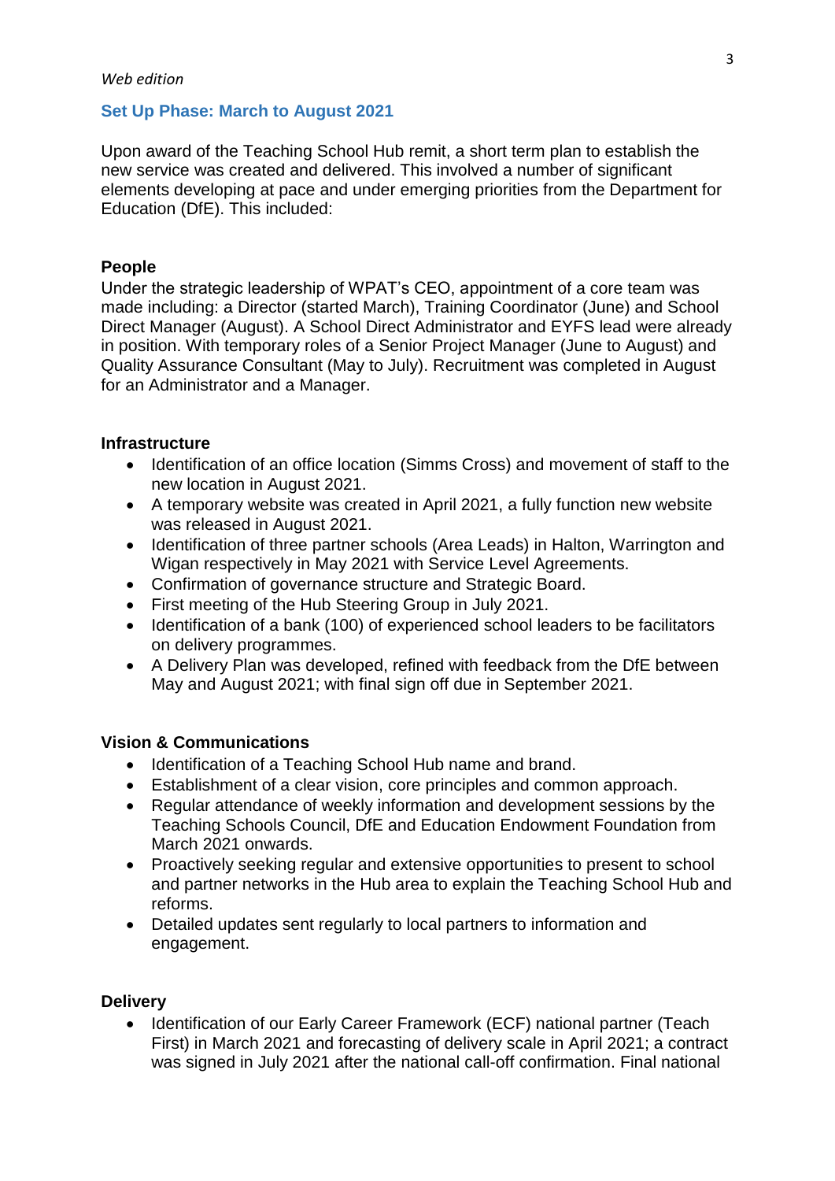## Set Up Phase: March to August 2021

Upon award of the Teaching School Hub remit, a short term plan to establish the new service was created and delivered. This involved a number of significant elements developing at pace and under emerging priorities from the Department for Education (DfE). This included:

### People

Under the strategic leadership of WPAT's CEO, appointment of a core team was made including: a Director (started March), Training Coordinator (June) and School Direct Manager (August). A School Direct Administrator and EYFS lead were already in position. With temporary roles of a Senior Project Manager (June to August) and Quality Assurance Consultant (May to July). Recruitment was completed in August for an Administrator and a Manager.

### Infrastructure

- Identification of an office location (Simms Cross) and movement of staff to the new location in August 2021.
- A temporary website was created in April 2021, a fully function new website was released in August 2021.
- Identification of three partner schools (Area Leads) in Halton, Warrington and Wigan respectively in May 2021 with Service Level Agreements.
- Confirmation of governance structure and Strategic Board.
- First meeting of the Hub Steering Group in July 2021.
- Identification of a bank (100) of experienced school leaders to be facilitators on delivery programmes.
- A Delivery Plan was developed, refined with feedback from the DfE between May and August 2021; with final sign off due in September 2021.

### Vision & Communications

- Identification of a Teaching School Hub name and brand.
- Establishment of a clear vision, core principles and common approach.
- Regular attendance of weekly information and development sessions by the Teaching Schools Council, DfE and Education Endowment Foundation from March 2021 onwards.
- Proactively seeking regular and extensive opportunities to present to school and partner networks in the Hub area to explain the Teaching School Hub and reforms.
- Detailed updates sent regularly to local partners to information and engagement.

### Delivery

- Identification of our Early Career Framework (ECF) national partner (Teach First) in March 2021 and forecasting of delivery scale in April 2021; a contract was signed in July 2021 after the national call-off confirmation. Final national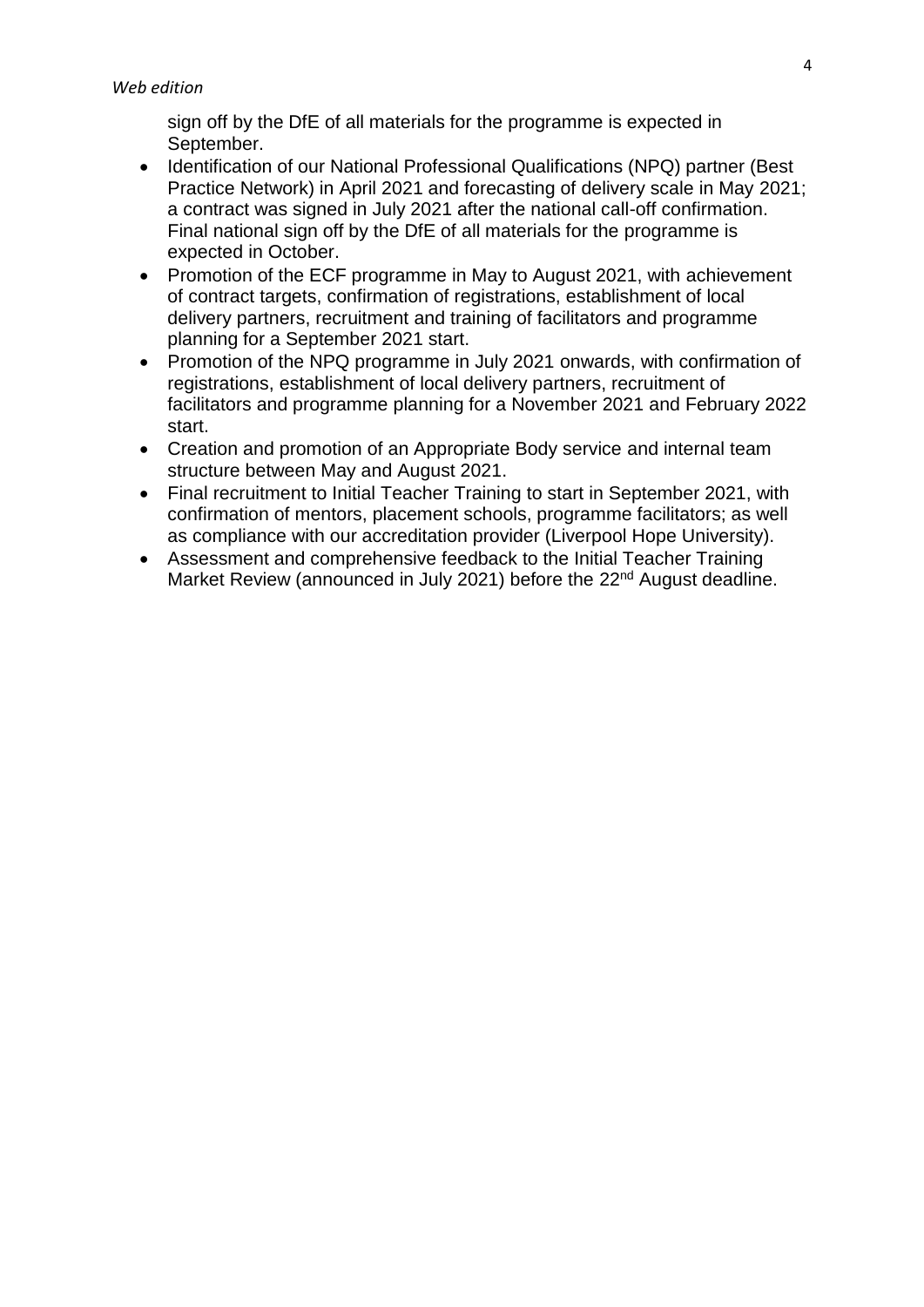sign off by the DfE of all materials for the programme is expected in September.

- Identification of our National Professional Qualifications (NPQ) partner (Best Practice Network) in April 2021 and forecasting of delivery scale in May 2021; a contract was signed in July 2021 after the national call-off confirmation. Final national sign off by the DfE of all materials for the programme is expected in October.
- Promotion of the ECF programme in May to August 2021, with achievement of contract targets, confirmation of registrations, establishment of local delivery partners, recruitment and training of facilitators and programme planning for a September 2021 start.
- Promotion of the NPQ programme in July 2021 onwards, with confirmation of registrations, establishment of local delivery partners, recruitment of facilitators and programme planning for a November 2021 and February 2022 start.
- Creation and promotion of an Appropriate Body service and internal team structure between May and August 2021.
- Final recruitment to Initial Teacher Training to start in September 2021, with confirmation of mentors, placement schools, programme facilitators; as well as compliance with our accreditation provider (Liverpool Hope University).
- Assessment and comprehensive feedback to the Initial Teacher Training Market Review (announced in July 2021) before the 22nd August deadline.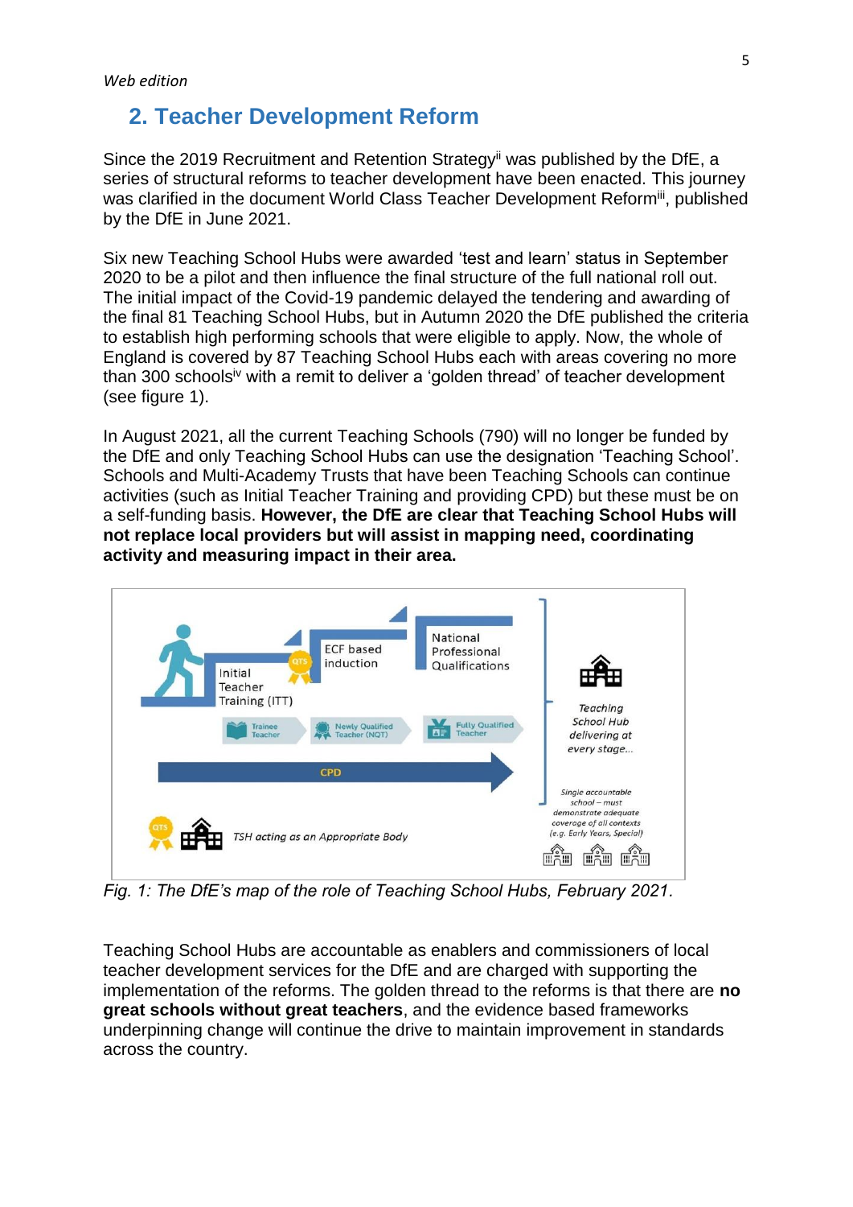*Web edition*

## 2. Teacher Development Reform

Since the 2019 Recruitment and Retention Strategy[ii] was published by the DfE, a series of structural reforms to teacher development have been enacted. This journey was clarified in the document World Class Teacher Development Reform[iii], published by the DfE in June 2021.

Six new Teaching School Hubs were awarded 'test and learn' status in September 2020 to be a pilot and then influence the final structure of the full national roll out. The initial impact of the Covid-19 pandemic delayed the tendering and awarding of the final 81 Teaching School Hubs, but in Autumn 2020 the DfE published the criteria to establish high performing schools that were eligible to apply. Now, the whole of England is covered by 87 Teaching School Hubs each with areas covering no more than 300 schools[iv] with a remit to deliver a 'golden thread' of teacher development (see figure 1).

In August 2021, all the current Teaching Schools (790) will no longer be funded by the DfE and only Teaching School Hubs can use the designation 'Teaching School'. Schools and Multi-Academy Trusts that have been Teaching Schools can continue activities (such as Initial Teacher Training and providing CPD) but these must be on a self-funding basis. **However, the DfE are clear that Teaching School Hubs will not replace local providers but will assist in mapping need, coordinating activity and measuring impact in their area.**

*Fig. 1: The DfE's map of the role of Teaching School Hubs, February 2021.*

Teaching School Hubs are accountable as enablers and commissioners of local teacher development services for the DfE and are charged with supporting the implementation of the reforms. The golden thread to the reforms is that there are **no great schools without great teachers**, and the evidence based frameworks underpinning change will continue the drive to maintain improvement in standards across the country.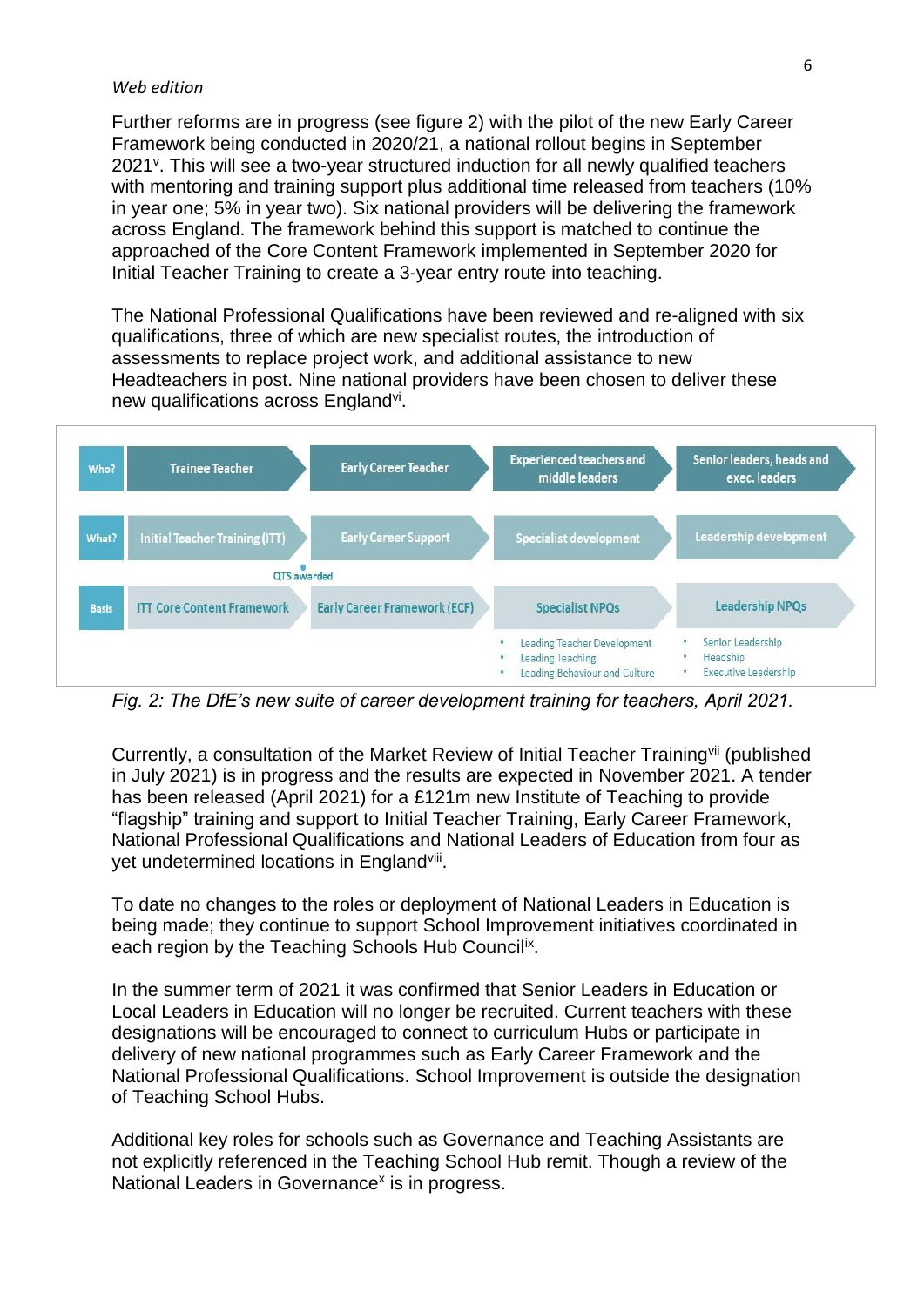*Web edition*

Further reforms are in progress (see figure 2) with the pilot of the new Early Career Framework being conducted in 2020/21, a national rollout begins in September 2021[v]. This will see a two-year structured induction for all newly qualified teachers with mentoring and training support plus additional time released from teachers (10% in year one; 5% in year two). Six national providers will be delivering the framework across England. The framework behind this support is matched to continue the approached of the Core Content Framework implemented in September 2020 for Initial Teacher Training to create a 3-year entry route into teaching.

The National Professional Qualifications have been reviewed and re-aligned with six qualifications, three of which are new specialist routes, the introduction of assessments to replace project work, and additional assistance to new Headteachers in post. Nine national providers have been chosen to deliver these new qualifications across England[vi].

| Who? | Trainee Teacher | Early Career Teacher | Experienced teachers and middle leaders | Senior leaders, heads and exec. leaders |
|---|---|---|---|---|
| What? | Initial Teacher Training (ITT) | Early Career Support | Specialist development | Leadership development |
| | QTS awarded | | | |
| Basis | ITT Core Content Framework | Early Career Framework (ECF) | Specialist NPQs | Leadership NPQs |
| | | | • Leading Teacher Development<br>• Leading Teaching<br>• Leading Behaviour and Culture | • Senior Leadership<br>• Headship<br>• Executive Leadership |

*Fig. 2: The DfE's new suite of career development training for teachers, April 2021.*

Currently, a consultation of the Market Review of Initial Teacher Training[vii] (published in July 2021) is in progress and the results are expected in November 2021. A tender has been released (April 2021) for a £121m new Institute of Teaching to provide "flagship" training and support to Initial Teacher Training, Early Career Framework, National Professional Qualifications and National Leaders of Education from four as yet undetermined locations in England[viii].

To date no changes to the roles or deployment of National Leaders in Education is being made; they continue to support School Improvement initiatives coordinated in each region by the Teaching Schools Hub Council[ix].

In the summer term of 2021 it was confirmed that Senior Leaders in Education or Local Leaders in Education will no longer be recruited. Current teachers with these designations will be encouraged to connect to curriculum Hubs or participate in delivery of new national programmes such as Early Career Framework and the National Professional Qualifications. School Improvement is outside the designation of Teaching School Hubs.

Additional key roles for schools such as Governance and Teaching Assistants are not explicitly referenced in the Teaching School Hub remit. Though a review of the National Leaders in Governance[x] is in progress.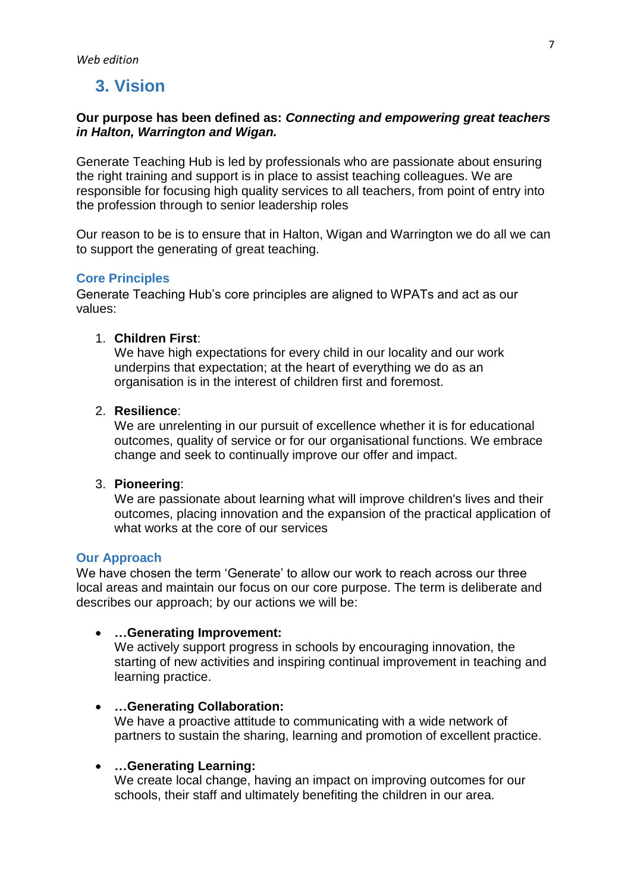## 3. Vision

**Our purpose has been defined as: *Connecting and empowering great teachers in Halton, Warrington and Wigan.***

Generate Teaching Hub is led by professionals who are passionate about ensuring the right training and support is in place to assist teaching colleagues. We are responsible for focusing high quality services to all teachers, from point of entry into the profession through to senior leadership roles

Our reason to be is to ensure that in Halton, Wigan and Warrington we do all we can to support the generating of great teaching.

### Core Principles

Generate Teaching Hub's core principles are aligned to WPATs and act as our values:

1. **Children First**:
   We have high expectations for every child in our locality and our work underpins that expectation; at the heart of everything we do as an organisation is in the interest of children first and foremost.

2. **Resilience**:
   We are unrelenting in our pursuit of excellence whether it is for educational outcomes, quality of service or for our organisational functions. We embrace change and seek to continually improve our offer and impact.

3. **Pioneering**:
   We are passionate about learning what will improve children's lives and their outcomes, placing innovation and the expansion of the practical application of what works at the core of our services

### Our Approach

We have chosen the term 'Generate' to allow our work to reach across our three local areas and maintain our focus on our core purpose. The term is deliberate and describes our approach; by our actions we will be:

- **…Generating Improvement:**
  We actively support progress in schools by encouraging innovation, the starting of new activities and inspiring continual improvement in teaching and learning practice.

- **…Generating Collaboration:**
  We have a proactive attitude to communicating with a wide network of partners to sustain the sharing, learning and promotion of excellent practice.

- **…Generating Learning:**
  We create local change, having an impact on improving outcomes for our schools, their staff and ultimately benefiting the children in our area.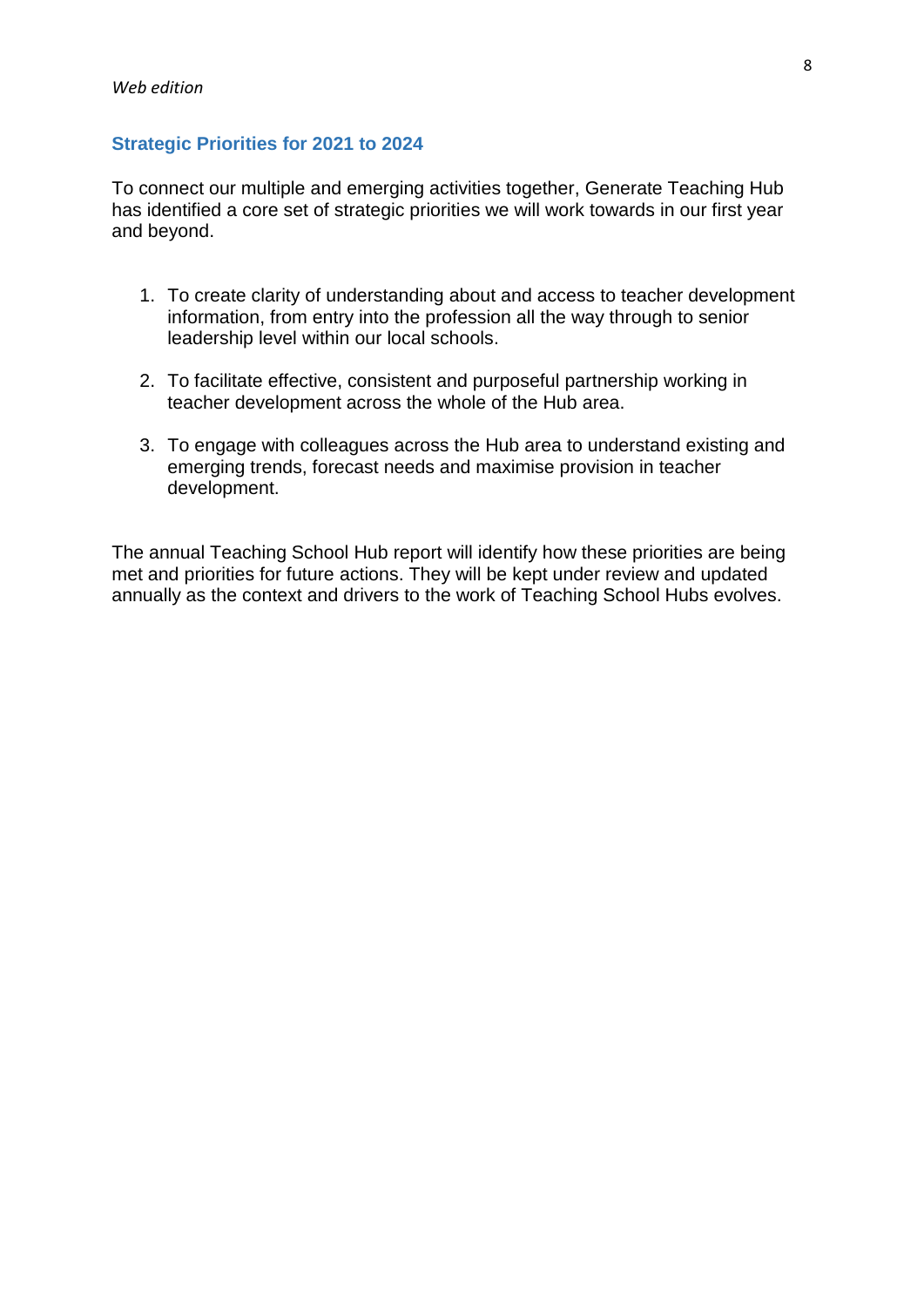## Strategic Priorities for 2021 to 2024

To connect our multiple and emerging activities together, Generate Teaching Hub has identified a core set of strategic priorities we will work towards in our first year and beyond.

1. To create clarity of understanding about and access to teacher development information, from entry into the profession all the way through to senior leadership level within our local schools.
2. To facilitate effective, consistent and purposeful partnership working in teacher development across the whole of the Hub area.
3. To engage with colleagues across the Hub area to understand existing and emerging trends, forecast needs and maximise provision in teacher development.

The annual Teaching School Hub report will identify how these priorities are being met and priorities for future actions. They will be kept under review and updated annually as the context and drivers to the work of Teaching School Hubs evolves.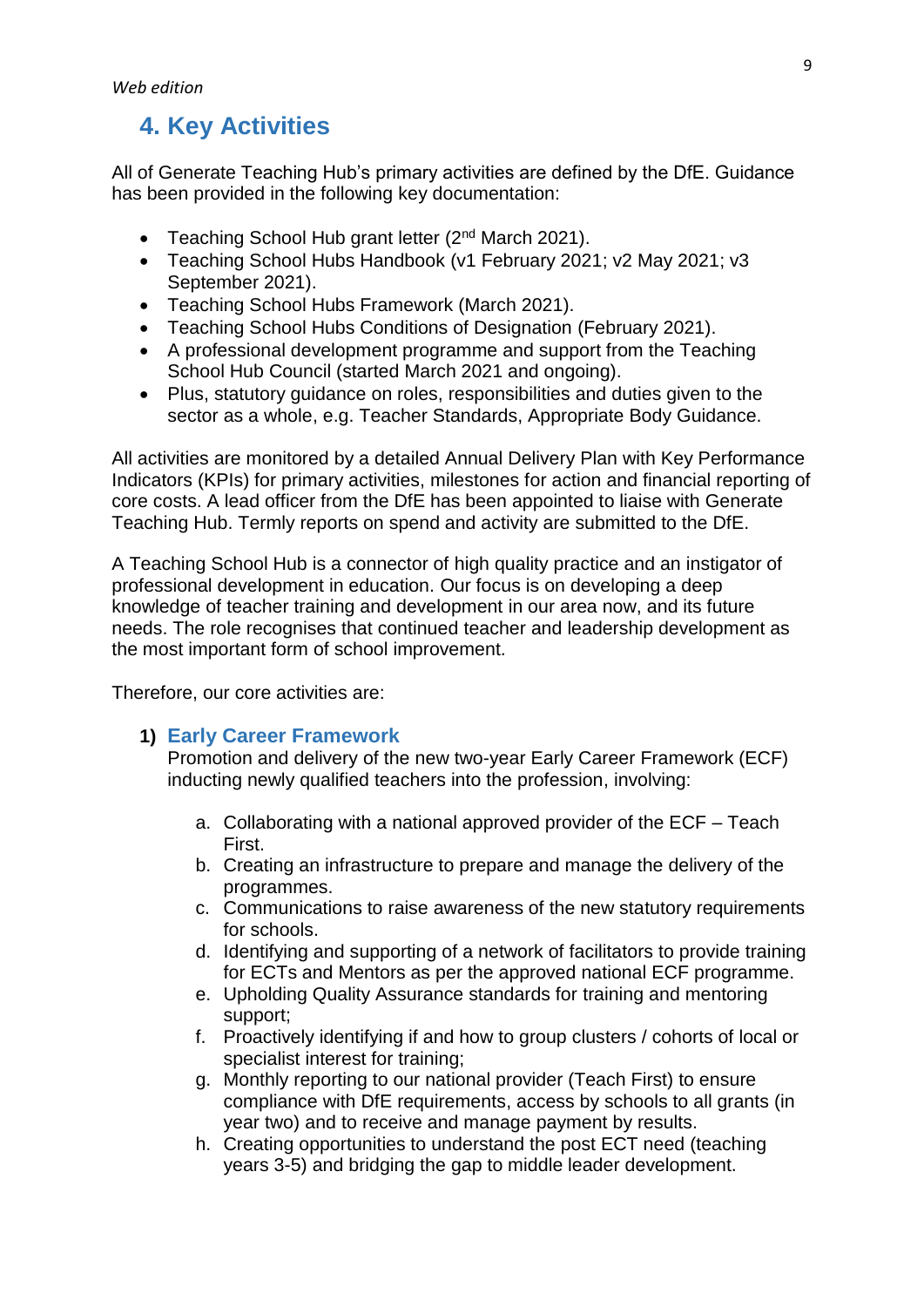## 4. Key Activities

All of Generate Teaching Hub's primary activities are defined by the DfE. Guidance has been provided in the following key documentation:

- Teaching School Hub grant letter (2nd March 2021).
- Teaching School Hubs Handbook (v1 February 2021; v2 May 2021; v3 September 2021).
- Teaching School Hubs Framework (March 2021).
- Teaching School Hubs Conditions of Designation (February 2021).
- A professional development programme and support from the Teaching School Hub Council (started March 2021 and ongoing).
- Plus, statutory guidance on roles, responsibilities and duties given to the sector as a whole, e.g. Teacher Standards, Appropriate Body Guidance.

All activities are monitored by a detailed Annual Delivery Plan with Key Performance Indicators (KPIs) for primary activities, milestones for action and financial reporting of core costs. A lead officer from the DfE has been appointed to liaise with Generate Teaching Hub. Termly reports on spend and activity are submitted to the DfE.

A Teaching School Hub is a connector of high quality practice and an instigator of professional development in education. Our focus is on developing a deep knowledge of teacher training and development in our area now, and its future needs. The role recognises that continued teacher and leadership development as the most important form of school improvement.

Therefore, our core activities are:

### 1) Early Career Framework

Promotion and delivery of the new two-year Early Career Framework (ECF) inducting newly qualified teachers into the profession, involving:

a. Collaborating with a national approved provider of the ECF – Teach First.
b. Creating an infrastructure to prepare and manage the delivery of the programmes.
c. Communications to raise awareness of the new statutory requirements for schools.
d. Identifying and supporting of a network of facilitators to provide training for ECTs and Mentors as per the approved national ECF programme.
e. Upholding Quality Assurance standards for training and mentoring support;
f. Proactively identifying if and how to group clusters / cohorts of local or specialist interest for training;
g. Monthly reporting to our national provider (Teach First) to ensure compliance with DfE requirements, access by schools to all grants (in year two) and to receive and manage payment by results.
h. Creating opportunities to understand the post ECT need (teaching years 3-5) and bridging the gap to middle leader development.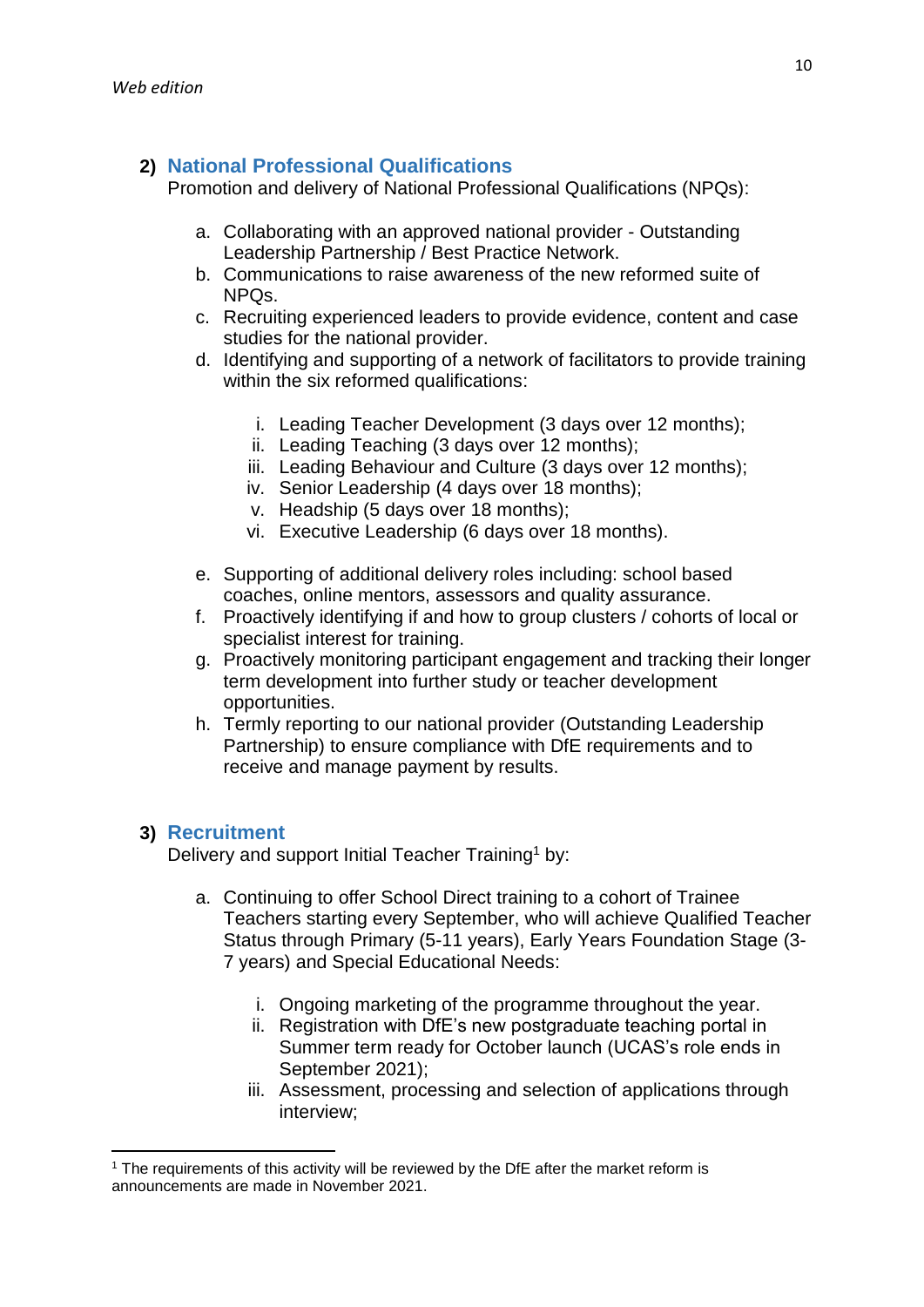## 2) National Professional Qualifications

Promotion and delivery of National Professional Qualifications (NPQs):

a. Collaborating with an approved national provider - Outstanding Leadership Partnership / Best Practice Network.
b. Communications to raise awareness of the new reformed suite of NPQs.
c. Recruiting experienced leaders to provide evidence, content and case studies for the national provider.
d. Identifying and supporting of a network of facilitators to provide training within the six reformed qualifications:

    i. Leading Teacher Development (3 days over 12 months);
    ii. Leading Teaching (3 days over 12 months);
    iii. Leading Behaviour and Culture (3 days over 12 months);
    iv. Senior Leadership (4 days over 18 months);
    v. Headship (5 days over 18 months);
    vi. Executive Leadership (6 days over 18 months).

e. Supporting of additional delivery roles including: school based coaches, online mentors, assessors and quality assurance.
f. Proactively identifying if and how to group clusters / cohorts of local or specialist interest for training.
g. Proactively monitoring participant engagement and tracking their longer term development into further study or teacher development opportunities.
h. Termly reporting to our national provider (Outstanding Leadership Partnership) to ensure compliance with DfE requirements and to receive and manage payment by results.

## 3) Recruitment

Delivery and support Initial Teacher Training[1] by:

a. Continuing to offer School Direct training to a cohort of Trainee Teachers starting every September, who will achieve Qualified Teacher Status through Primary (5-11 years), Early Years Foundation Stage (3-7 years) and Special Educational Needs:

    i. Ongoing marketing of the programme throughout the year.
    ii. Registration with DfE's new postgraduate teaching portal in Summer term ready for October launch (UCAS's role ends in September 2021);
    iii. Assessment, processing and selection of applications through interview;

[1] The requirements of this activity will be reviewed by the DfE after the market reform is announcements are made in November 2021.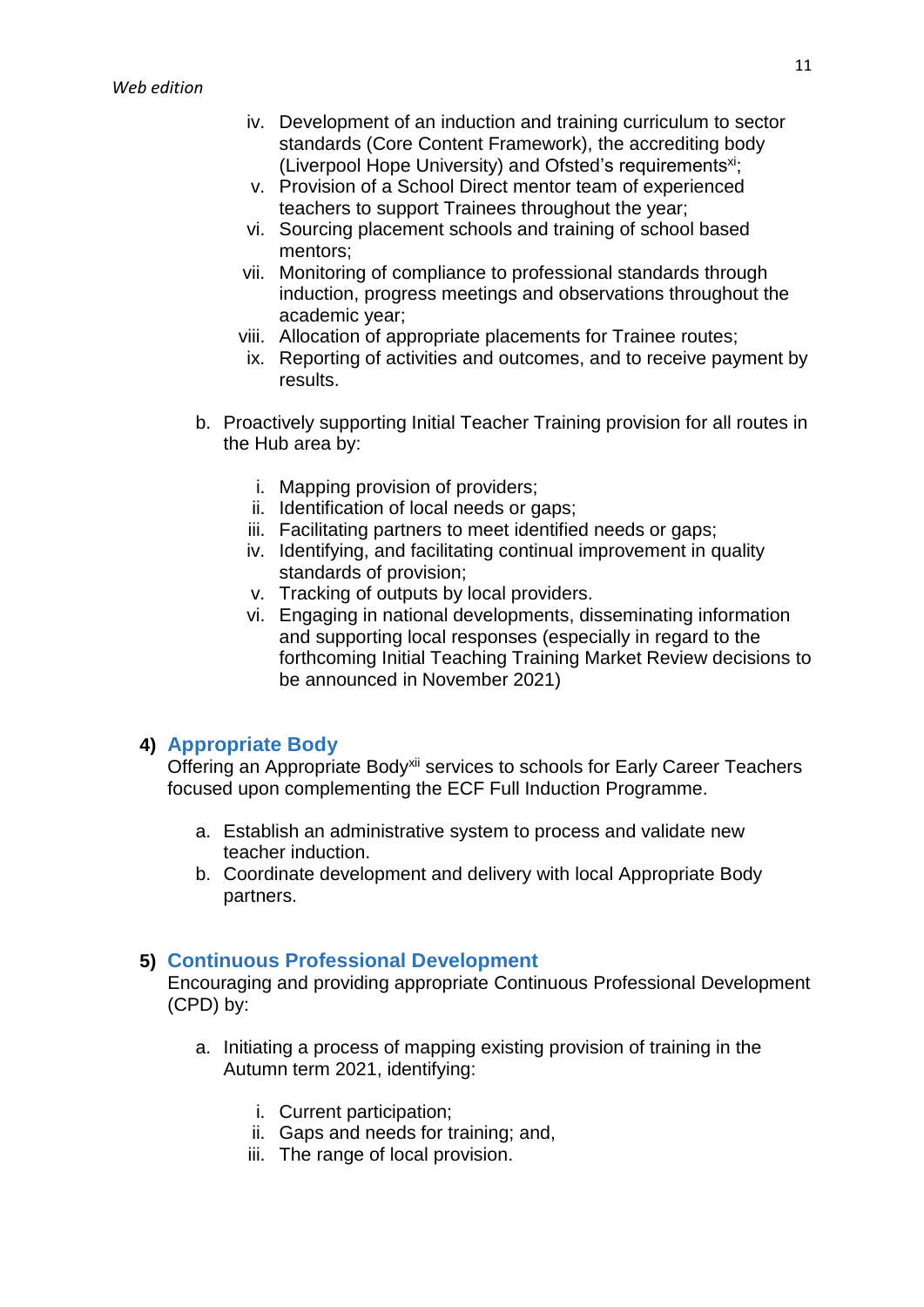iv. Development of an induction and training curriculum to sector standards (Core Content Framework), the accrediting body (Liverpool Hope University) and Ofsted's requirements[xi];
  v. Provision of a School Direct mentor team of experienced teachers to support Trainees throughout the year;
  vi. Sourcing placement schools and training of school based mentors;
  vii. Monitoring of compliance to professional standards through induction, progress meetings and observations throughout the academic year;
  viii. Allocation of appropriate placements for Trainee routes;
  ix. Reporting of activities and outcomes, and to receive payment by results.

b. Proactively supporting Initial Teacher Training provision for all routes in the Hub area by:

  i. Mapping provision of providers;
  ii. Identification of local needs or gaps;
  iii. Facilitating partners to meet identified needs or gaps;
  iv. Identifying, and facilitating continual improvement in quality standards of provision;
  v. Tracking of outputs by local providers.
  vi. Engaging in national developments, disseminating information and supporting local responses (especially in regard to the forthcoming Initial Teaching Training Market Review decisions to be announced in November 2021)

## 4) Appropriate Body

Offering an Appropriate Body[xii] services to schools for Early Career Teachers focused upon complementing the ECF Full Induction Programme.

a. Establish an administrative system to process and validate new teacher induction.
b. Coordinate development and delivery with local Appropriate Body partners.

## 5) Continuous Professional Development

Encouraging and providing appropriate Continuous Professional Development (CPD) by:

a. Initiating a process of mapping existing provision of training in the Autumn term 2021, identifying:

  i. Current participation;
  ii. Gaps and needs for training; and,
  iii. The range of local provision.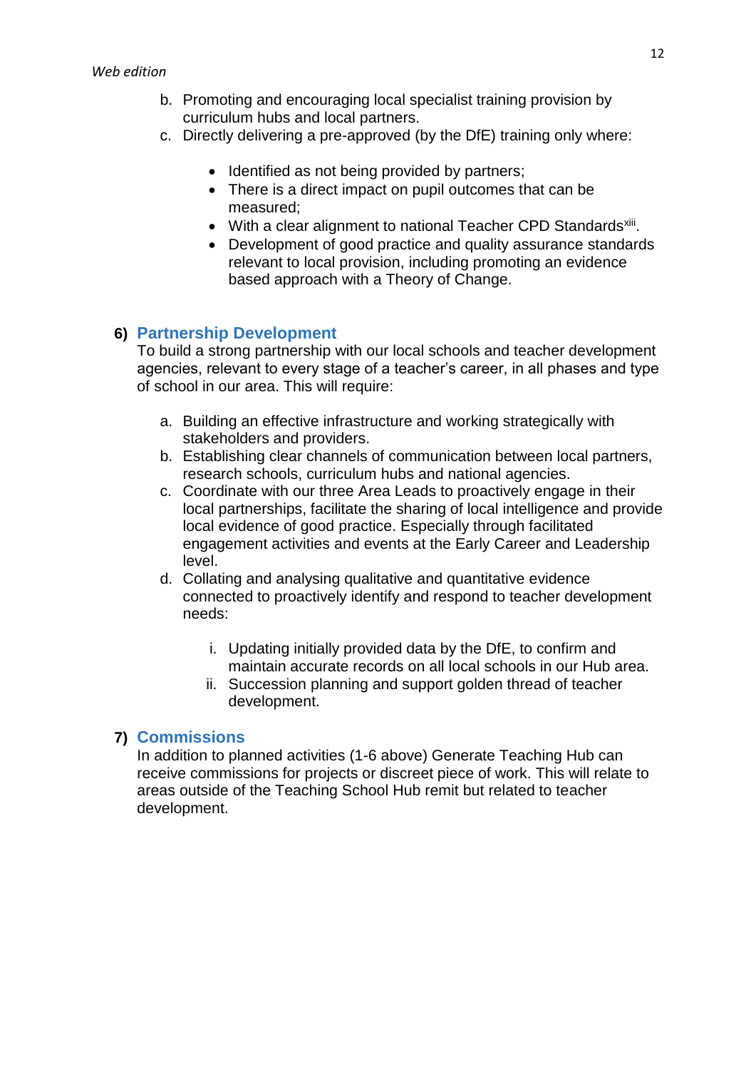b. Promoting and encouraging local specialist training provision by curriculum hubs and local partners.
c. Directly delivering a pre-approved (by the DfE) training only where:

   - Identified as not being provided by partners;
   - There is a direct impact on pupil outcomes that can be measured;
   - With a clear alignment to national Teacher CPD Standards[xiii].
   - Development of good practice and quality assurance standards relevant to local provision, including promoting an evidence based approach with a Theory of Change.

## 6) Partnership Development

To build a strong partnership with our local schools and teacher development agencies, relevant to every stage of a teacher's career, in all phases and type of school in our area. This will require:

a. Building an effective infrastructure and working strategically with stakeholders and providers.
b. Establishing clear channels of communication between local partners, research schools, curriculum hubs and national agencies.
c. Coordinate with our three Area Leads to proactively engage in their local partnerships, facilitate the sharing of local intelligence and provide local evidence of good practice. Especially through facilitated engagement activities and events at the Early Career and Leadership level.
d. Collating and analysing qualitative and quantitative evidence connected to proactively identify and respond to teacher development needs:

   i. Updating initially provided data by the DfE, to confirm and maintain accurate records on all local schools in our Hub area.
   ii. Succession planning and support golden thread of teacher development.

## 7) Commissions

In addition to planned activities (1-6 above) Generate Teaching Hub can receive commissions for projects or discreet piece of work. This will relate to areas outside of the Teaching School Hub remit but related to teacher development.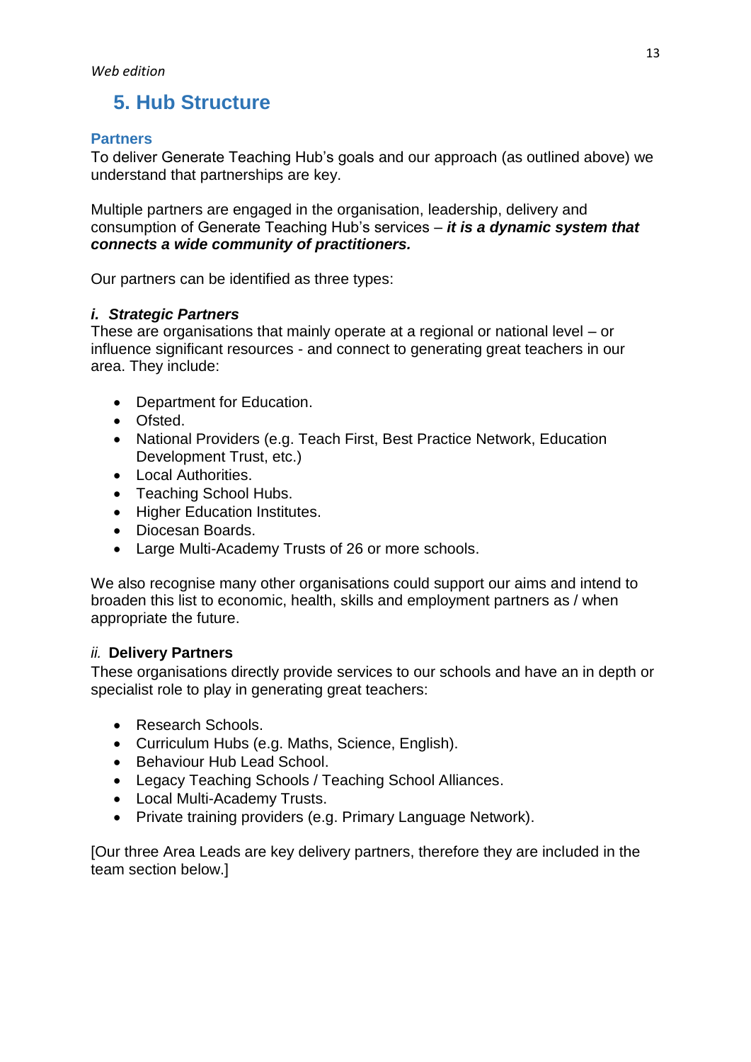## 5. Hub Structure

### Partners

To deliver Generate Teaching Hub's goals and our approach (as outlined above) we understand that partnerships are key.

Multiple partners are engaged in the organisation, leadership, delivery and consumption of Generate Teaching Hub's services – ***it is a dynamic system that connects a wide community of practitioners.***

Our partners can be identified as three types:

#### *i. Strategic Partners*

These are organisations that mainly operate at a regional or national level – or influence significant resources - and connect to generating great teachers in our area. They include:

- Department for Education.
- Ofsted.
- National Providers (e.g. Teach First, Best Practice Network, Education Development Trust, etc.)
- Local Authorities.
- Teaching School Hubs.
- Higher Education Institutes.
- Diocesan Boards.
- Large Multi-Academy Trusts of 26 or more schools.

We also recognise many other organisations could support our aims and intend to broaden this list to economic, health, skills and employment partners as / when appropriate the future.

#### *ii.* Delivery Partners

These organisations directly provide services to our schools and have an in depth or specialist role to play in generating great teachers:

- Research Schools.
- Curriculum Hubs (e.g. Maths, Science, English).
- Behaviour Hub Lead School.
- Legacy Teaching Schools / Teaching School Alliances.
- Local Multi-Academy Trusts.
- Private training providers (e.g. Primary Language Network).

[Our three Area Leads are key delivery partners, therefore they are included in the team section below.]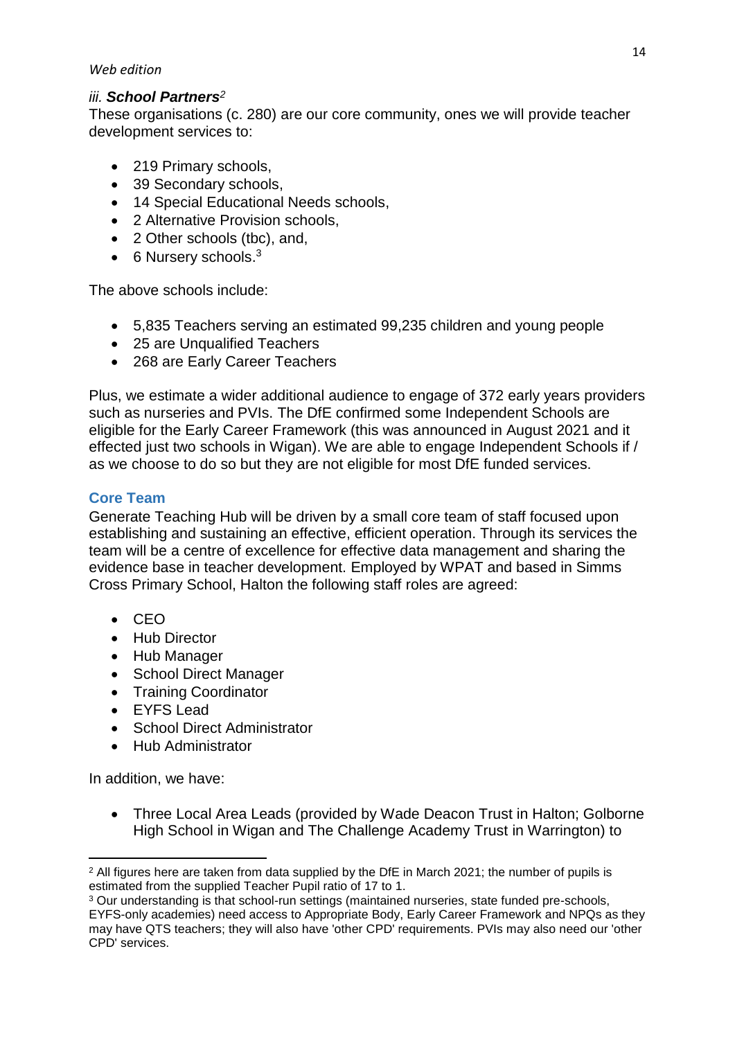### *iii. **School Partners***[2]

These organisations (c. 280) are our core community, ones we will provide teacher development services to:

- 219 Primary schools,
- 39 Secondary schools,
- 14 Special Educational Needs schools,
- 2 Alternative Provision schools,
- 2 Other schools (tbc), and,
- 6 Nursery schools.[3]

The above schools include:

- 5,835 Teachers serving an estimated 99,235 children and young people
- 25 are Unqualified Teachers
- 268 are Early Career Teachers

Plus, we estimate a wider additional audience to engage of 372 early years providers such as nurseries and PVIs. The DfE confirmed some Independent Schools are eligible for the Early Career Framework (this was announced in August 2021 and it effected just two schools in Wigan). We are able to engage Independent Schools if / as we choose to do so but they are not eligible for most DfE funded services.

## Core Team

Generate Teaching Hub will be driven by a small core team of staff focused upon establishing and sustaining an effective, efficient operation. Through its services the team will be a centre of excellence for effective data management and sharing the evidence base in teacher development. Employed by WPAT and based in Simms Cross Primary School, Halton the following staff roles are agreed:

- CEO
- Hub Director
- Hub Manager
- School Direct Manager
- Training Coordinator
- EYFS Lead
- School Direct Administrator
- Hub Administrator

In addition, we have:

- Three Local Area Leads (provided by Wade Deacon Trust in Halton; Golborne High School in Wigan and The Challenge Academy Trust in Warrington) to

---

[2] All figures here are taken from data supplied by the DfE in March 2021; the number of pupils is estimated from the supplied Teacher Pupil ratio of 17 to 1.

[3] Our understanding is that school-run settings (maintained nurseries, state funded pre-schools, EYFS-only academies) need access to Appropriate Body, Early Career Framework and NPQs as they may have QTS teachers; they will also have 'other CPD' requirements. PVIs may also need our 'other CPD' services.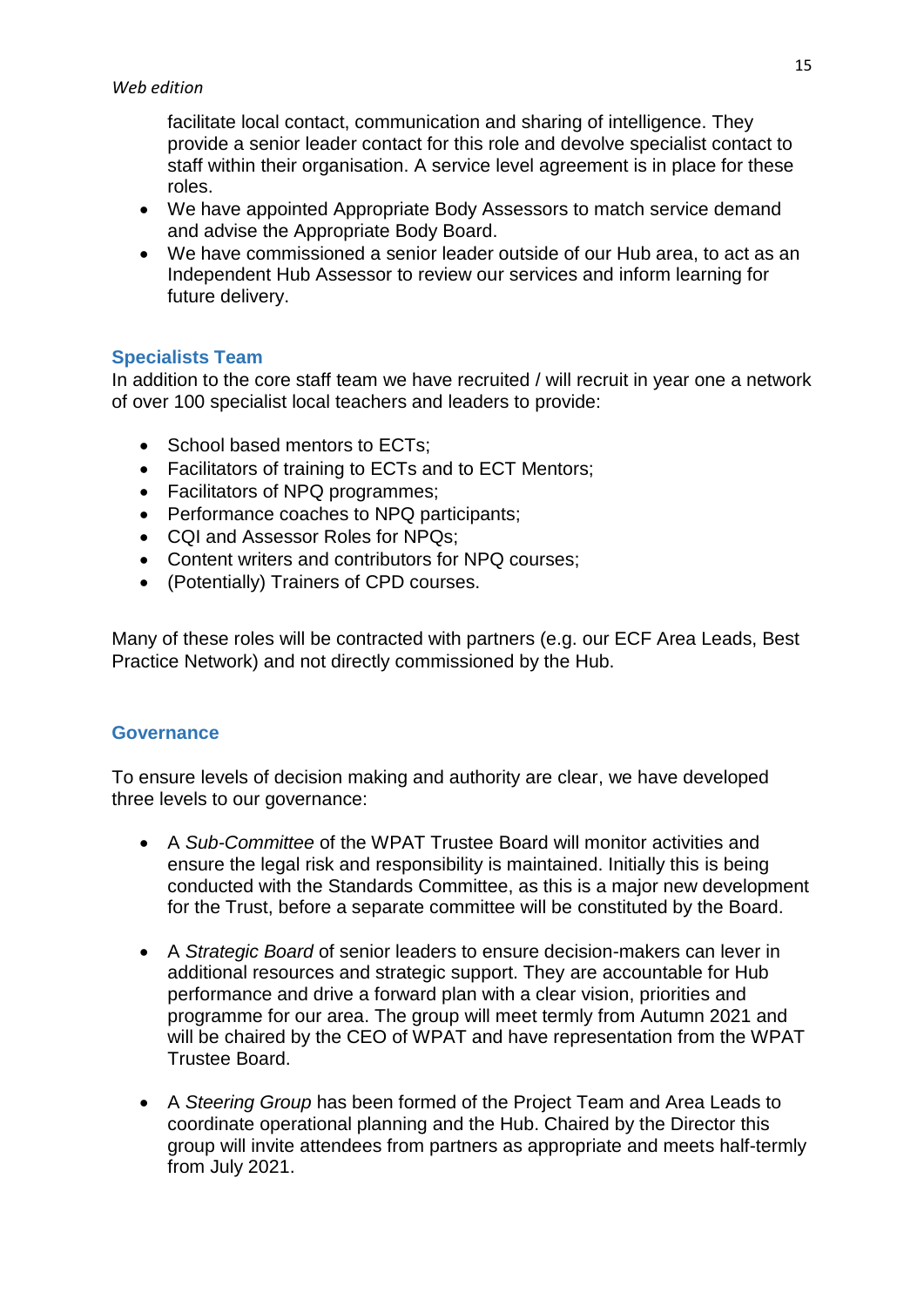facilitate local contact, communication and sharing of intelligence. They provide a senior leader contact for this role and devolve specialist contact to staff within their organisation. A service level agreement is in place for these roles.

- We have appointed Appropriate Body Assessors to match service demand and advise the Appropriate Body Board.
- We have commissioned a senior leader outside of our Hub area, to act as an Independent Hub Assessor to review our services and inform learning for future delivery.

## Specialists Team

In addition to the core staff team we have recruited / will recruit in year one a network of over 100 specialist local teachers and leaders to provide:

- School based mentors to ECTs;
- Facilitators of training to ECTs and to ECT Mentors;
- Facilitators of NPQ programmes;
- Performance coaches to NPQ participants;
- CQI and Assessor Roles for NPQs;
- Content writers and contributors for NPQ courses;
- (Potentially) Trainers of CPD courses.

Many of these roles will be contracted with partners (e.g. our ECF Area Leads, Best Practice Network) and not directly commissioned by the Hub.

## Governance

To ensure levels of decision making and authority are clear, we have developed three levels to our governance:

- A *Sub-Committee* of the WPAT Trustee Board will monitor activities and ensure the legal risk and responsibility is maintained. Initially this is being conducted with the Standards Committee, as this is a major new development for the Trust, before a separate committee will be constituted by the Board.

- A *Strategic Board* of senior leaders to ensure decision-makers can lever in additional resources and strategic support. They are accountable for Hub performance and drive a forward plan with a clear vision, priorities and programme for our area. The group will meet termly from Autumn 2021 and will be chaired by the CEO of WPAT and have representation from the WPAT Trustee Board.

- A *Steering Group* has been formed of the Project Team and Area Leads to coordinate operational planning and the Hub. Chaired by the Director this group will invite attendees from partners as appropriate and meets half-termly from July 2021.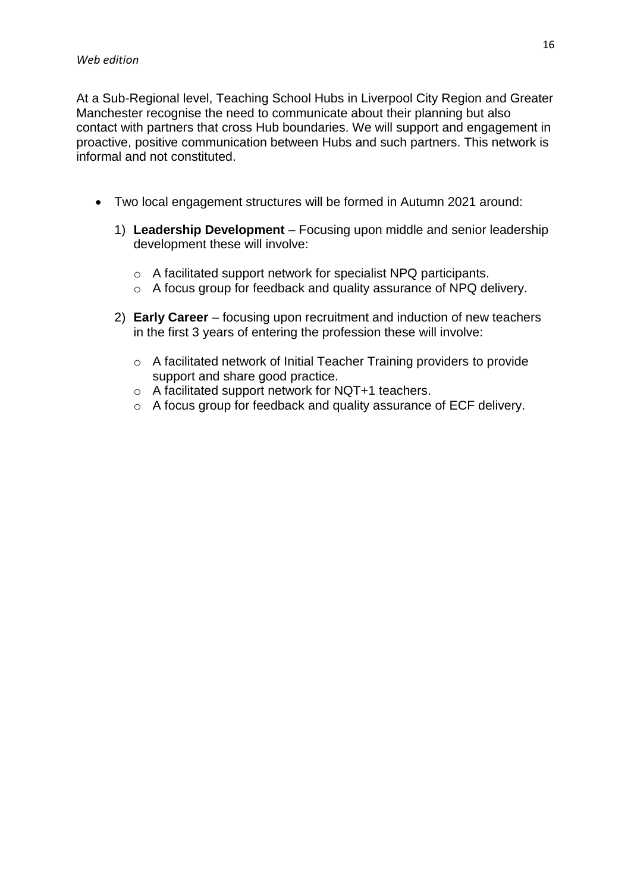At a Sub-Regional level, Teaching School Hubs in Liverpool City Region and Greater Manchester recognise the need to communicate about their planning but also contact with partners that cross Hub boundaries. We will support and engagement in proactive, positive communication between Hubs and such partners. This network is informal and not constituted.

- Two local engagement structures will be formed in Autumn 2021 around:
  1) **Leadership Development** – Focusing upon middle and senior leadership development these will involve:
     - A facilitated support network for specialist NPQ participants.
     - A focus group for feedback and quality assurance of NPQ delivery.
  2) **Early Career** – focusing upon recruitment and induction of new teachers in the first 3 years of entering the profession these will involve:
     - A facilitated network of Initial Teacher Training providers to provide support and share good practice.
     - A facilitated support network for NQT+1 teachers.
     - A focus group for feedback and quality assurance of ECF delivery.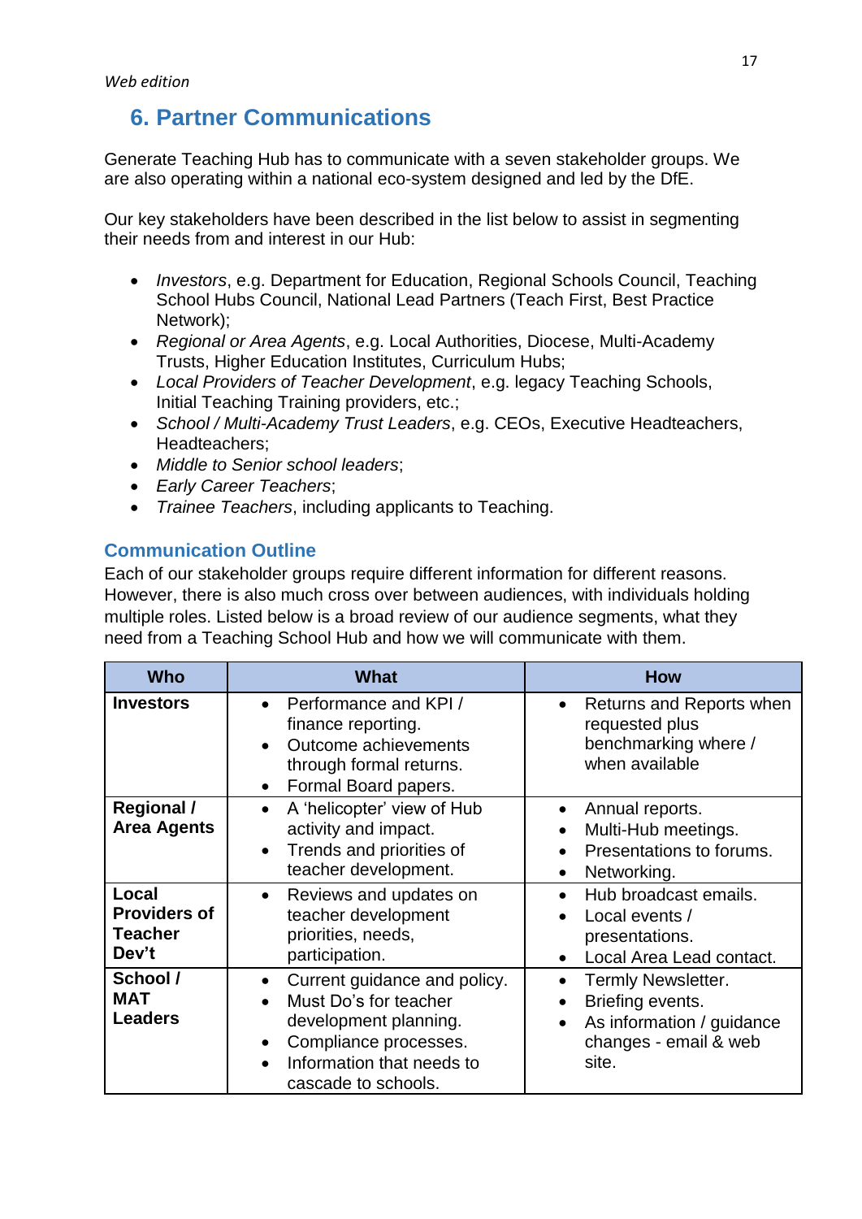## 6. Partner Communications

Generate Teaching Hub has to communicate with a seven stakeholder groups. We are also operating within a national eco-system designed and led by the DfE.

Our key stakeholders have been described in the list below to assist in segmenting their needs from and interest in our Hub:

- *Investors*, e.g. Department for Education, Regional Schools Council, Teaching School Hubs Council, National Lead Partners (Teach First, Best Practice Network);
- *Regional or Area Agents*, e.g. Local Authorities, Diocese, Multi-Academy Trusts, Higher Education Institutes, Curriculum Hubs;
- *Local Providers of Teacher Development*, e.g. legacy Teaching Schools, Initial Teaching Training providers, etc.;
- *School / Multi-Academy Trust Leaders*, e.g. CEOs, Executive Headteachers, Headteachers;
- *Middle to Senior school leaders*;
- *Early Career Teachers*;
- *Trainee Teachers*, including applicants to Teaching.

### Communication Outline

Each of our stakeholder groups require different information for different reasons. However, there is also much cross over between audiences, with individuals holding multiple roles. Listed below is a broad review of our audience segments, what they need from a Teaching School Hub and how we will communicate with them.

| Who | What | How |
|---|---|---|
| **Investors** | • Performance and KPI / finance reporting.<br>• Outcome achievements through formal returns.<br>• Formal Board papers. | • Returns and Reports when requested plus benchmarking where / when available |
| **Regional / Area Agents** | • A 'helicopter' view of Hub activity and impact.<br>• Trends and priorities of teacher development. | • Annual reports.<br>• Multi-Hub meetings.<br>• Presentations to forums.<br>• Networking. |
| **Local Providers of Teacher Dev't** | • Reviews and updates on teacher development priorities, needs, participation. | • Hub broadcast emails.<br>• Local events / presentations.<br>• Local Area Lead contact. |
| **School / MAT Leaders** | • Current guidance and policy.<br>• Must Do's for teacher development planning.<br>• Compliance processes.<br>• Information that needs to cascade to schools. | • Termly Newsletter.<br>• Briefing events.<br>• As information / guidance changes - email & web site. |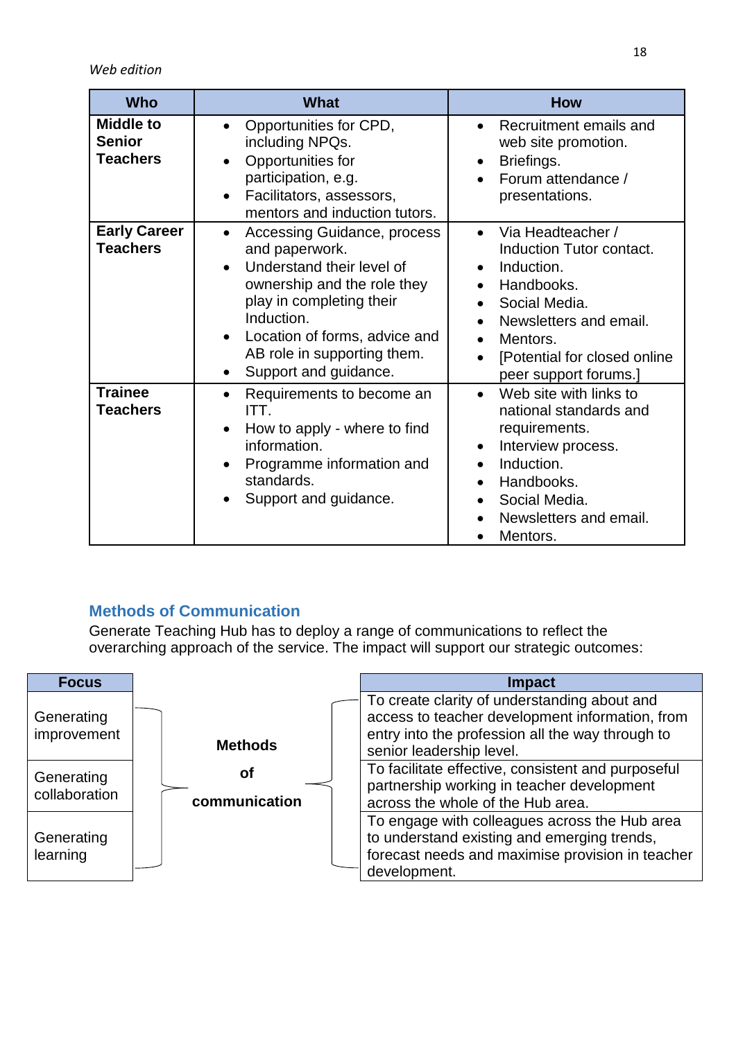*Web edition*

| Who | What | How |
|---|---|---|
| **Middle to Senior Teachers** | • Opportunities for CPD, including NPQs.<br>• Opportunities for participation, e.g.<br>• Facilitators, assessors, mentors and induction tutors. | • Recruitment emails and web site promotion.<br>• Briefings.<br>• Forum attendance / presentations. |
| **Early Career Teachers** | • Accessing Guidance, process and paperwork.<br>• Understand their level of ownership and the role they play in completing their Induction.<br>• Location of forms, advice and AB role in supporting them.<br>• Support and guidance. | • Via Headteacher / Induction Tutor contact.<br>• Induction.<br>• Handbooks.<br>• Social Media.<br>• Newsletters and email.<br>• Mentors.<br>• [Potential for closed online peer support forums.] |
| **Trainee Teachers** | • Requirements to become an ITT.<br>• How to apply - where to find information.<br>• Programme information and standards.<br>• Support and guidance. | • Web site with links to national standards and requirements.<br>• Interview process.<br>• Induction.<br>• Handbooks.<br>• Social Media.<br>• Newsletters and email.<br>• Mentors. |

## Methods of Communication

Generate Teaching Hub has to deploy a range of communications to reflect the overarching approach of the service. The impact will support our strategic outcomes:

| Focus | | Impact |
|---|---|---|
| Generating improvement | **Methods of communication** | To create clarity of understanding about and access to teacher development information, from entry into the profession all the way through to senior leadership level. |
| Generating collaboration | | To facilitate effective, consistent and purposeful partnership working in teacher development across the whole of the Hub area. |
| Generating learning | | To engage with colleagues across the Hub area to understand existing and emerging trends, forecast needs and maximise provision in teacher development. |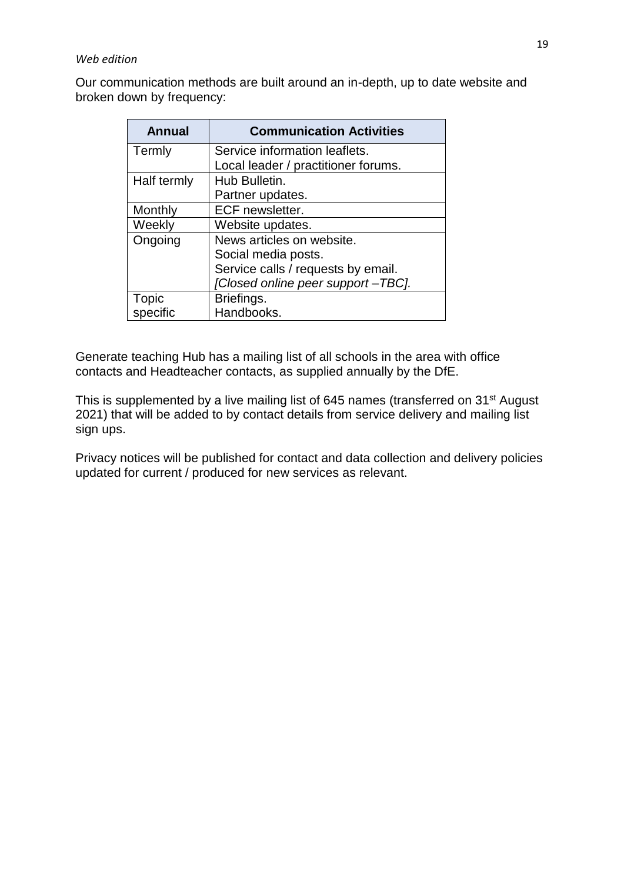*Web edition*

Our communication methods are built around an in-depth, up to date website and broken down by frequency:

| Annual | Communication Activities |
|---|---|
| Termly | Service information leaflets.<br>Local leader / practitioner forums. |
| Half termly | Hub Bulletin.<br>Partner updates. |
| Monthly | ECF newsletter. |
| Weekly | Website updates. |
| Ongoing | News articles on website.<br>Social media posts.<br>Service calls / requests by email.<br>*[Closed online peer support –TBC].* |
| Topic specific | Briefings.<br>Handbooks. |

Generate teaching Hub has a mailing list of all schools in the area with office contacts and Headteacher contacts, as supplied annually by the DfE.

This is supplemented by a live mailing list of 645 names (transferred on 31st August 2021) that will be added to by contact details from service delivery and mailing list sign ups.

Privacy notices will be published for contact and data collection and delivery policies updated for current / produced for new services as relevant.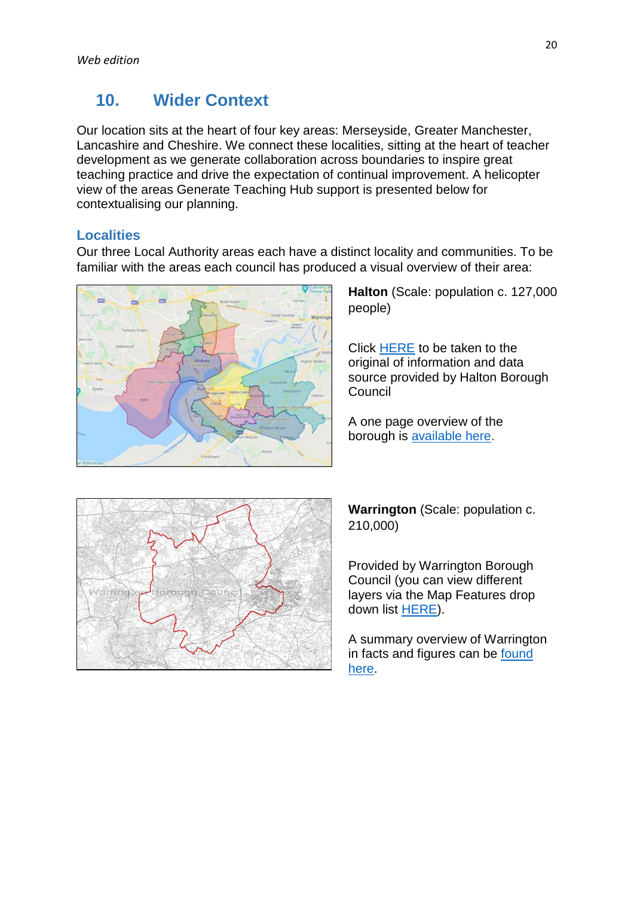*Web edition*

## 10. Wider Context

Our location sits at the heart of four key areas: Merseyside, Greater Manchester, Lancashire and Cheshire. We connect these localities, sitting at the heart of teacher development as we generate collaboration across boundaries to inspire great teaching practice and drive the expectation of continual improvement. A helicopter view of the areas Generate Teaching Hub support is presented below for contextualising our planning.

### Localities

Our three Local Authority areas each have a distinct locality and communities. To be familiar with the areas each council has produced a visual overview of their area:

**Halton** (Scale: population c. 127,000 people)

Click HERE to be taken to the original of information and data source provided by Halton Borough Council

A one page overview of the borough is available here.

**Warrington** (Scale: population c. 210,000)

Provided by Warrington Borough Council (you can view different layers via the Map Features drop down list HERE).

A summary overview of Warrington in facts and figures can be found here.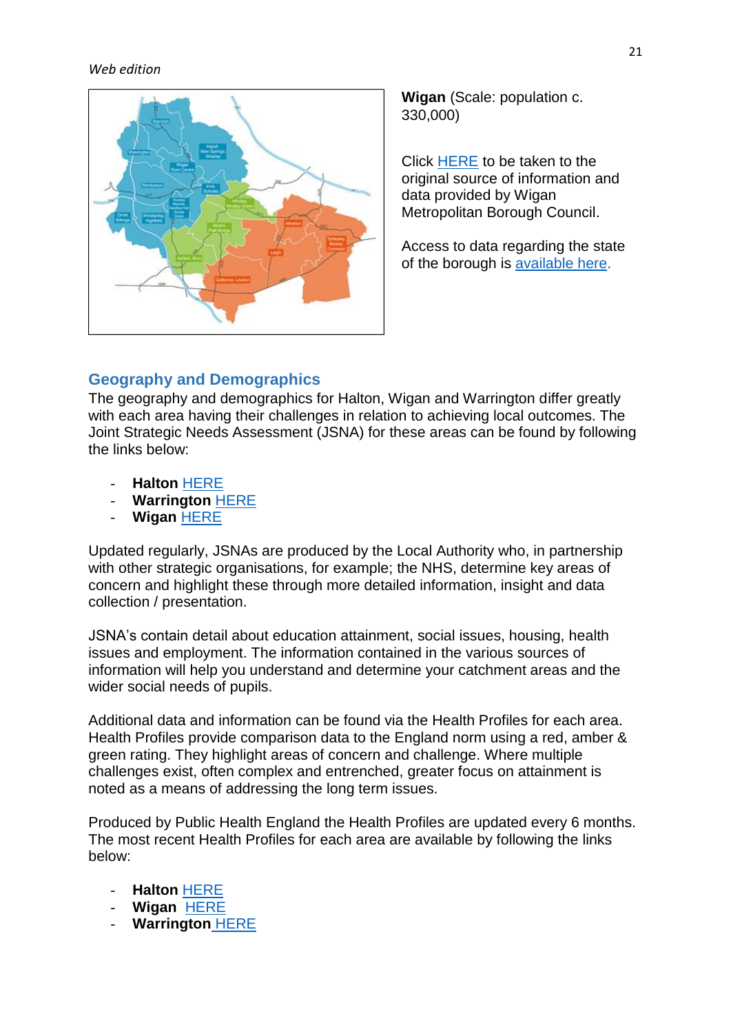**Wigan** (Scale: population c. 330,000)

Click HERE to be taken to the original source of information and data provided by Wigan Metropolitan Borough Council.

Access to data regarding the state of the borough is available here.

## Geography and Demographics

The geography and demographics for Halton, Wigan and Warrington differ greatly with each area having their challenges in relation to achieving local outcomes. The Joint Strategic Needs Assessment (JSNA) for these areas can be found by following the links below:

- **Halton** HERE
- **Warrington** HERE
- **Wigan** HERE

Updated regularly, JSNAs are produced by the Local Authority who, in partnership with other strategic organisations, for example; the NHS, determine key areas of concern and highlight these through more detailed information, insight and data collection / presentation.

JSNA's contain detail about education attainment, social issues, housing, health issues and employment. The information contained in the various sources of information will help you understand and determine your catchment areas and the wider social needs of pupils.

Additional data and information can be found via the Health Profiles for each area. Health Profiles provide comparison data to the England norm using a red, amber & green rating. They highlight areas of concern and challenge. Where multiple challenges exist, often complex and entrenched, greater focus on attainment is noted as a means of addressing the long term issues.

Produced by Public Health England the Health Profiles are updated every 6 months. The most recent Health Profiles for each area are available by following the links below:

- **Halton** HERE
- **Wigan** HERE
- **Warrington** HERE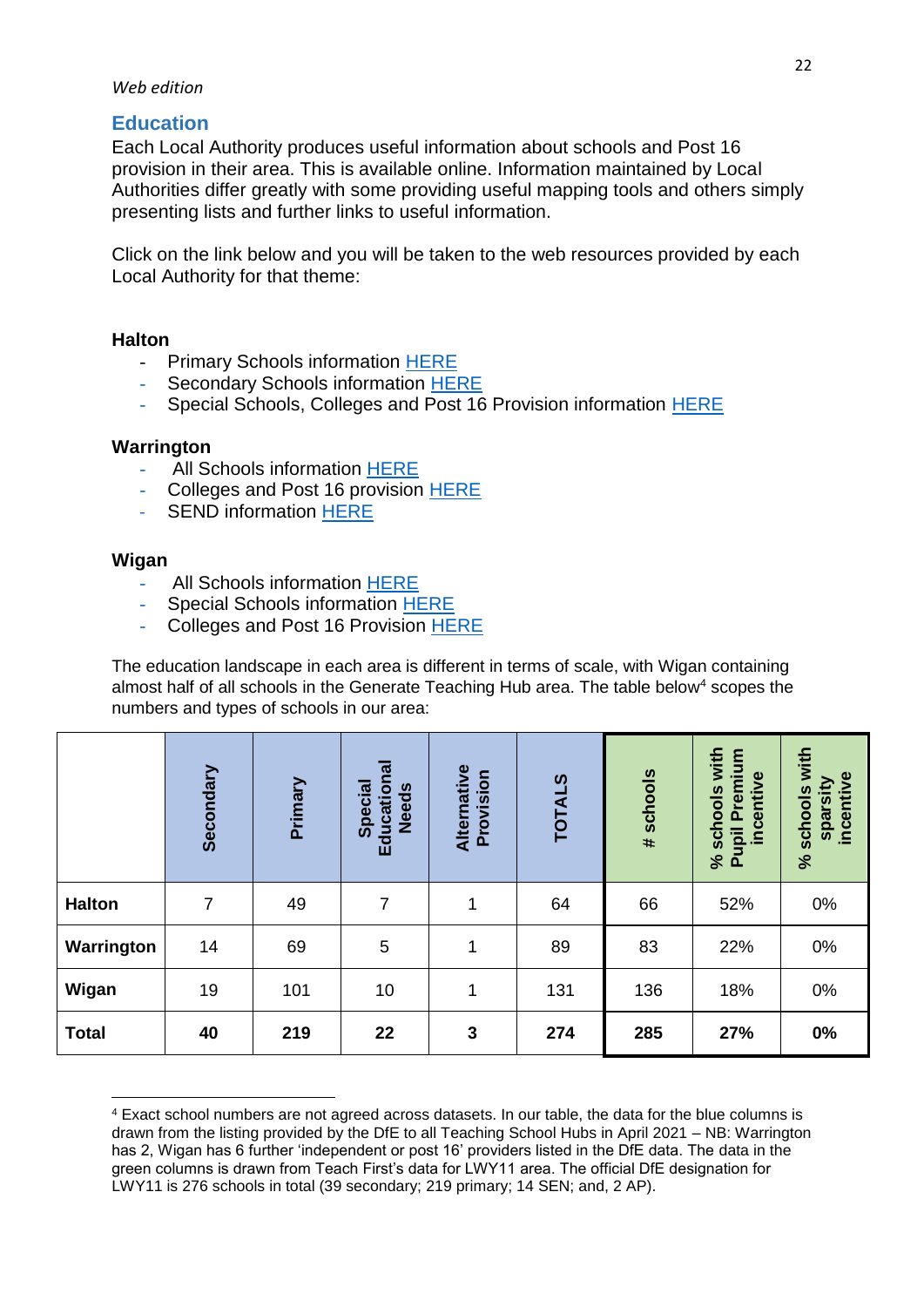*Web edition*

## Education

Each Local Authority produces useful information about schools and Post 16 provision in their area. This is available online. Information maintained by Local Authorities differ greatly with some providing useful mapping tools and others simply presenting lists and further links to useful information.

Click on the link below and you will be taken to the web resources provided by each Local Authority for that theme:

**Halton**

- Primary Schools information HERE
- Secondary Schools information HERE
- Special Schools, Colleges and Post 16 Provision information HERE

**Warrington**

- All Schools information HERE
- Colleges and Post 16 provision HERE
- SEND information HERE

**Wigan**

- All Schools information HERE
- Special Schools information HERE
- Colleges and Post 16 Provision HERE

The education landscape in each area is different in terms of scale, with Wigan containing almost half of all schools in the Generate Teaching Hub area. The table below[4] scopes the numbers and types of schools in our area:

| | Secondary | Primary | Special Educational Needs | Alternative Provision | TOTALS | # schools | % schools with Pupil Premium incentive | % schools with sparsity incentive |
|---|---|---|---|---|---|---|---|---|
| **Halton** | 7 | 49 | 7 | 1 | 64 | 66 | 52% | 0% |
| **Warrington** | 14 | 69 | 5 | 1 | 89 | 83 | 22% | 0% |
| **Wigan** | 19 | 101 | 10 | 1 | 131 | 136 | 18% | 0% |
| **Total** | **40** | **219** | **22** | **3** | **274** | **285** | **27%** | **0%** |

[4] Exact school numbers are not agreed across datasets. In our table, the data for the blue columns is drawn from the listing provided by the DfE to all Teaching School Hubs in April 2021 – NB: Warrington has 2, Wigan has 6 further 'independent or post 16' providers listed in the DfE data. The data in the green columns is drawn from Teach First's data for LWY11 area. The official DfE designation for LWY11 is 276 schools in total (39 secondary; 219 primary; 14 SEN; and, 2 AP).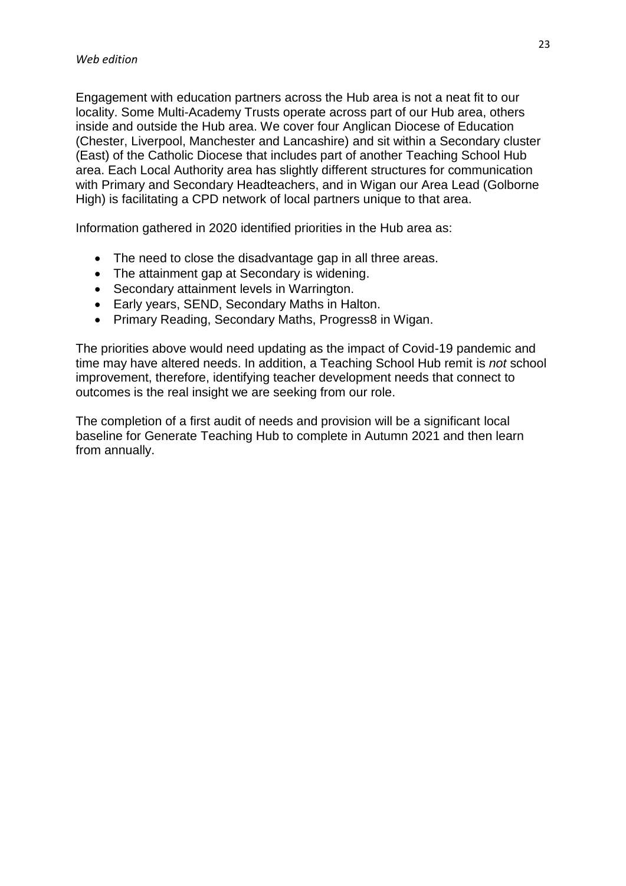Engagement with education partners across the Hub area is not a neat fit to our locality. Some Multi-Academy Trusts operate across part of our Hub area, others inside and outside the Hub area. We cover four Anglican Diocese of Education (Chester, Liverpool, Manchester and Lancashire) and sit within a Secondary cluster (East) of the Catholic Diocese that includes part of another Teaching School Hub area. Each Local Authority area has slightly different structures for communication with Primary and Secondary Headteachers, and in Wigan our Area Lead (Golborne High) is facilitating a CPD network of local partners unique to that area.

Information gathered in 2020 identified priorities in the Hub area as:

- The need to close the disadvantage gap in all three areas.
- The attainment gap at Secondary is widening.
- Secondary attainment levels in Warrington.
- Early years, SEND, Secondary Maths in Halton.
- Primary Reading, Secondary Maths, Progress8 in Wigan.

The priorities above would need updating as the impact of Covid-19 pandemic and time may have altered needs. In addition, a Teaching School Hub remit is *not* school improvement, therefore, identifying teacher development needs that connect to outcomes is the real insight we are seeking from our role.

The completion of a first audit of needs and provision will be a significant local baseline for Generate Teaching Hub to complete in Autumn 2021 and then learn from annually.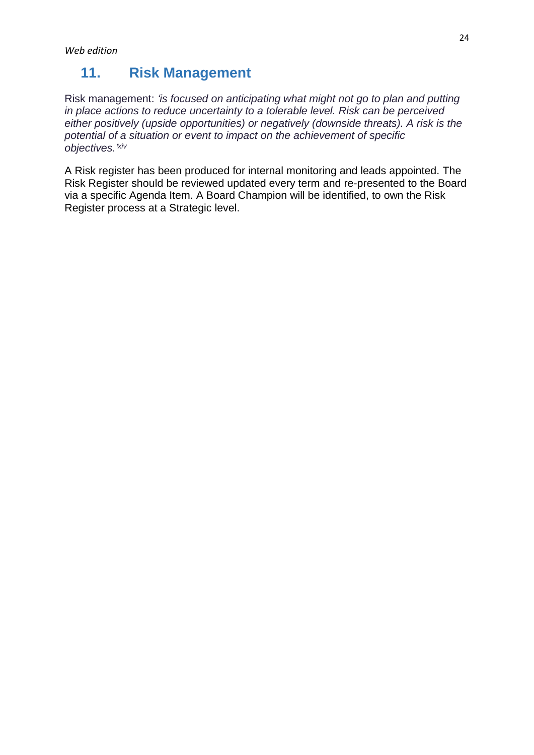## 11. Risk Management

Risk management: *'is focused on anticipating what might not go to plan and putting in place actions to reduce uncertainty to a tolerable level. Risk can be perceived either positively (upside opportunities) or negatively (downside threats). A risk is the potential of a situation or event to impact on the achievement of specific objectives.'*[xiv]

A Risk register has been produced for internal monitoring and leads appointed. The Risk Register should be reviewed updated every term and re-presented to the Board via a specific Agenda Item. A Board Champion will be identified, to own the Risk Register process at a Strategic level.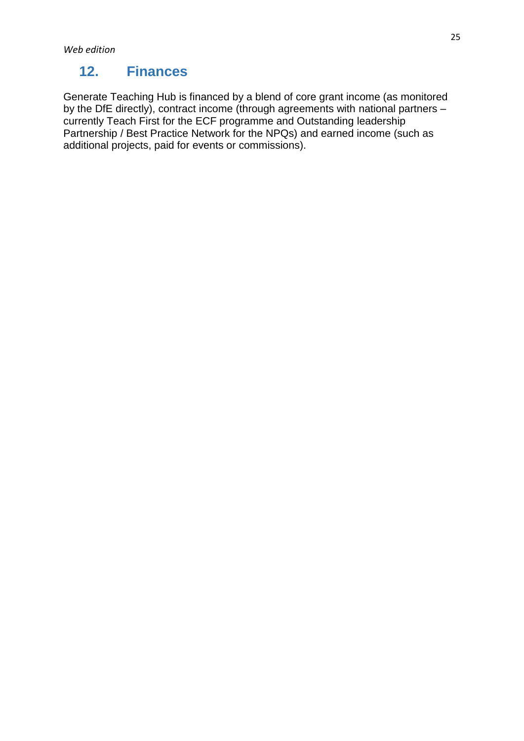## 12. Finances

Generate Teaching Hub is financed by a blend of core grant income (as monitored by the DfE directly), contract income (through agreements with national partners – currently Teach First for the ECF programme and Outstanding leadership Partnership / Best Practice Network for the NPQs) and earned income (such as additional projects, paid for events or commissions).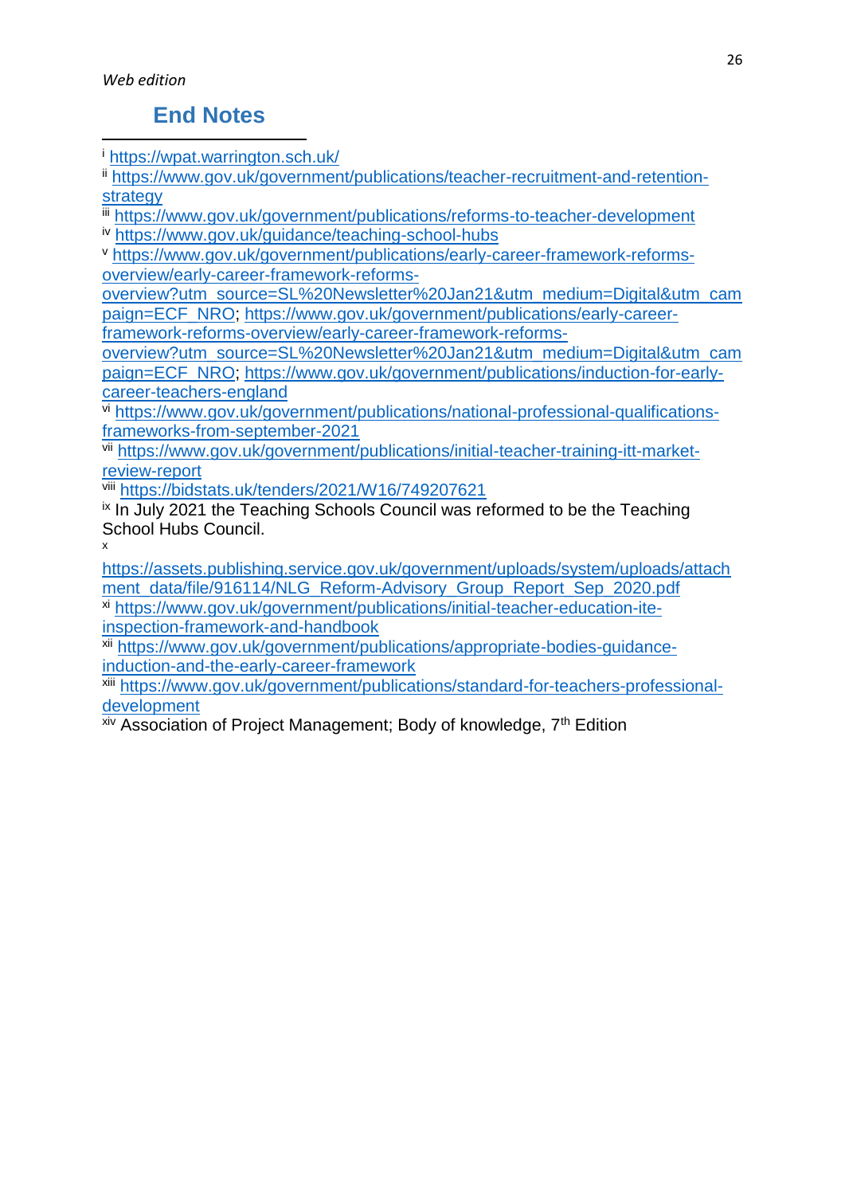*Web edition*

## End Notes

[i] https://wpat.warrington.sch.uk/

[ii] https://www.gov.uk/government/publications/teacher-recruitment-and-retention-strategy

[iii] https://www.gov.uk/government/publications/reforms-to-teacher-development

[iv] https://www.gov.uk/guidance/teaching-school-hubs

[v] https://www.gov.uk/government/publications/early-career-framework-reforms-overview/early-career-framework-reforms-overview?utm_source=SL%20Newsletter%20Jan21&utm_medium=Digital&utm_campaign=ECF_NRO; https://www.gov.uk/government/publications/early-career-framework-reforms-overview/early-career-framework-reforms-overview?utm_source=SL%20Newsletter%20Jan21&utm_medium=Digital&utm_campaign=ECF_NRO; https://www.gov.uk/government/publications/induction-for-early-career-teachers-england

[vi] https://www.gov.uk/government/publications/national-professional-qualifications-frameworks-from-september-2021

[vii] https://www.gov.uk/government/publications/initial-teacher-training-itt-market-review-report

[viii] https://bidstats.uk/tenders/2021/W16/749207621

[ix] In July 2021 the Teaching Schools Council was reformed to be the Teaching School Hubs Council.

[x] https://assets.publishing.service.gov.uk/government/uploads/system/uploads/attachment_data/file/916114/NLG_Reform-Advisory_Group_Report_Sep_2020.pdf

[xi] https://www.gov.uk/government/publications/initial-teacher-education-ite-inspection-framework-and-handbook

[xii] https://www.gov.uk/government/publications/appropriate-bodies-guidance-induction-and-the-early-career-framework

[xiii] https://www.gov.uk/government/publications/standard-for-teachers-professional-development

[xiv] Association of Project Management; Body of knowledge, 7th Edition